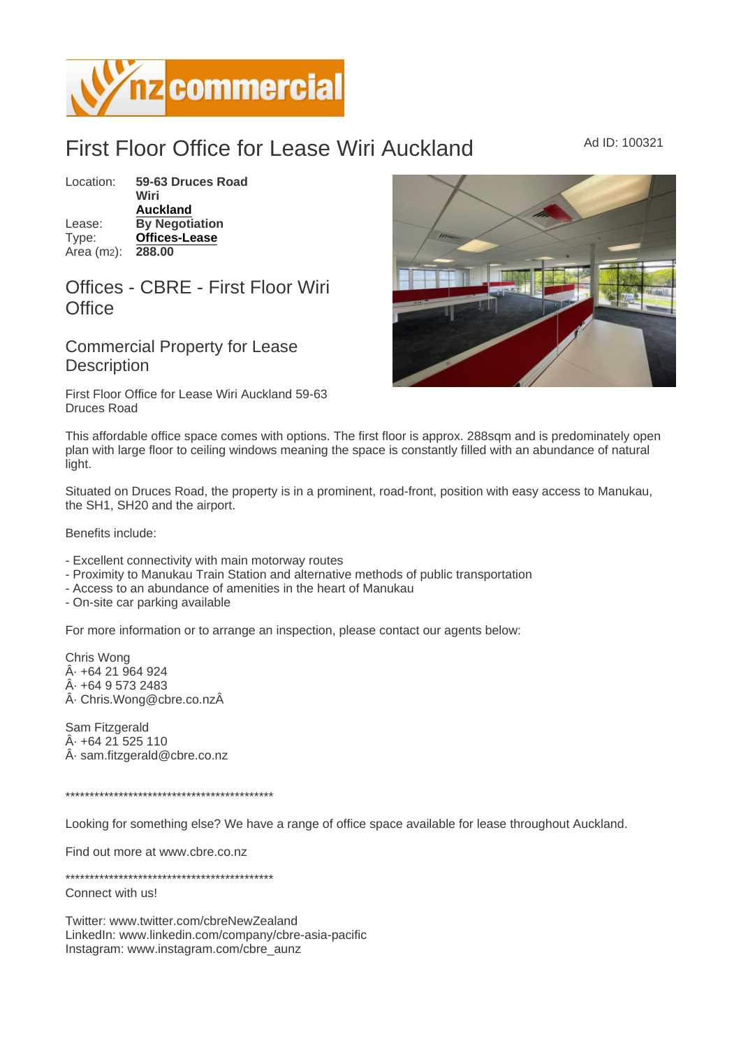# First Floor Office for Lease Wiri Auckland

Ad ID: 100321

Location: **59-63 Druces Road Wiri Auckland**
Lease: **By Negotiation**
Type: **Offices-Lease**
Area ($m^2$): **288.00**

## Offices - CBRE - First Floor Wiri Office

## Commercial Property for Lease Description

First Floor Office for Lease Wiri Auckland 59-63 Druces Road

This affordable office space comes with options. The first floor is approx. 288sqm and is predominately open plan with large floor to ceiling windows meaning the space is constantly filled with an abundance of natural light.

Situated on Druces Road, the property is in a prominent, road-front, position with easy access to Manukau, the SH1, SH20 and the airport.

Benefits include:

- Excellent connectivity with main motorway routes
- Proximity to Manukau Train Station and alternative methods of public transportation
- Access to an abundance of amenities in the heart of Manukau
- On-site car parking available

For more information or to arrange an inspection, please contact our agents below:

Chris Wong
Â· +64 21 964 924
Â· +64 9 573 2483
Â· Chris.Wong@cbre.co.nzÂ

Sam Fitzgerald
Â· +64 21 525 110
Â· sam.fitzgerald@cbre.co.nz

*********************************************

Looking for something else? We have a range of office space available for lease throughout Auckland.

Find out more at www.cbre.co.nz

*********************************************
Connect with us!

Twitter: www.twitter.com/cbreNewZealand
LinkedIn: www.linkedin.com/company/cbre-asia-pacific
Instagram: www.instagram.com/cbre_aunz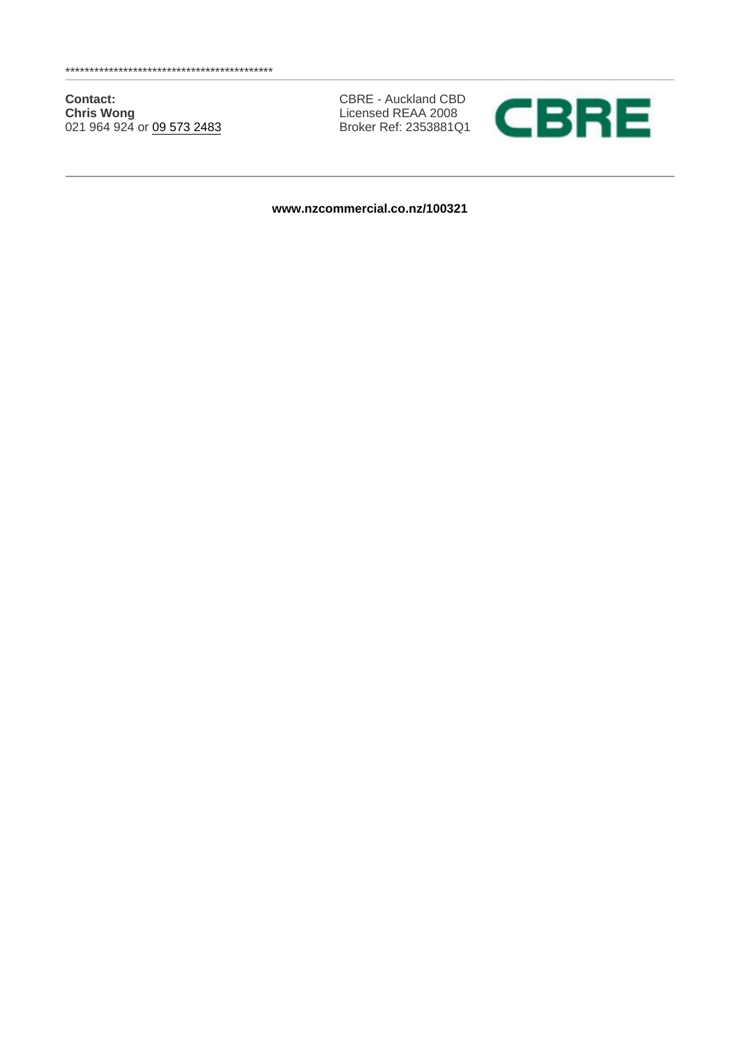********************************************

**Contact:**
**Chris Wong**
021 964 924 or 09 573 2483

CBRE - Auckland CBD
Licensed REAA 2008
Broker Ref: 2353881Q1

CBRE

---

**www.nzcommercial.co.nz/100321**